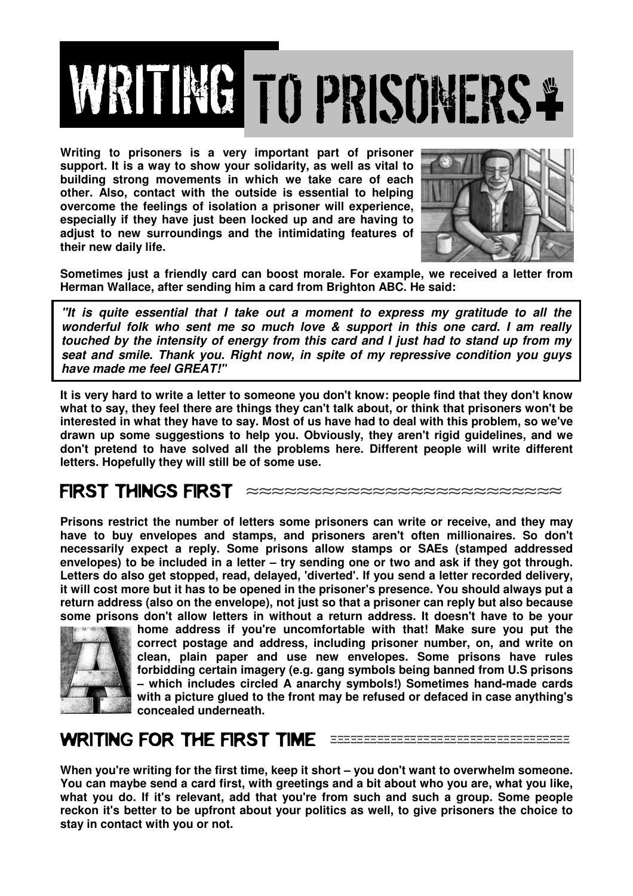# WRITING TO PRISONERS

**Writing to prisoners is a very important part of prisoner support. It is a way to show your solidarity, as well as vital to building strong movements in which we take care of each other. Also, contact with the outside is essential to helping overcome the feelings of isolation a prisoner will experience, especially if they have just been locked up and are having to adjust to new surroundings and the intimidating features of their new daily life.**

**Sometimes just a friendly card can boost morale. For example, we received a letter from Herman Wallace, after sending him a card from Brighton ABC. He said:**

> ***"It is quite essential that I take out a moment to express my gratitude to all the wonderful folk who sent me so much love & support in this one card. I am really touched by the intensity of energy from this card and I just had to stand up from my seat and smile. Thank you. Right now, in spite of my repressive condition you guys have made me feel GREAT!"***

**It is very hard to write a letter to someone you don't know: people find that they don't know what to say, they feel there are things they can't talk about, or think that prisoners won't be interested in what they have to say. Most of us have had to deal with this problem, so we've drawn up some suggestions to help you. Obviously, they aren't rigid guidelines, and we don't pretend to have solved all the problems here. Different people will write different letters. Hopefully they will still be of some use.**

## FIRST THINGS FIRST

**Prisons restrict the number of letters some prisoners can write or receive, and they may have to buy envelopes and stamps, and prisoners aren't often millionaires. So don't necessarily expect a reply. Some prisons allow stamps or SAEs (stamped addressed envelopes) to be included in a letter – try sending one or two and ask if they got through. Letters do also get stopped, read, delayed, 'diverted'. If you send a letter recorded delivery, it will cost more but it has to be opened in the prisoner's presence. You should always put a return address (also on the envelope), not just so that a prisoner can reply but also because some prisons don't allow letters in without a return address. It doesn't have to be your home address if you're uncomfortable with that! Make sure you put the correct postage and address, including prisoner number, on, and write on clean, plain paper and use new envelopes. Some prisons have rules forbidding certain imagery (e.g. gang symbols being banned from U.S prisons – which includes circled A anarchy symbols!) Sometimes hand-made cards with a picture glued to the front may be refused or defaced in case anything's concealed underneath.**

## WRITING FOR THE FIRST TIME

**When you're writing for the first time, keep it short – you don't want to overwhelm someone. You can maybe send a card first, with greetings and a bit about who you are, what you like, what you do. If it's relevant, add that you're from such and such a group. Some people reckon it's better to be upfront about your politics as well, to give prisoners the choice to stay in contact with you or not.**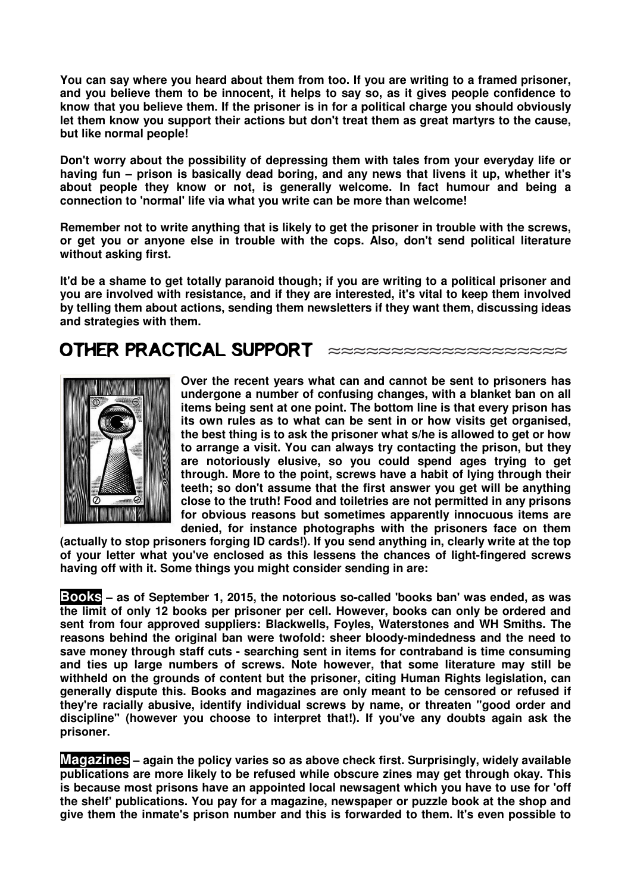**You can say where you heard about them from too. If you are writing to a framed prisoner, and you believe them to be innocent, it helps to say so, as it gives people confidence to know that you believe them. If the prisoner is in for a political charge you should obviously let them know you support their actions but don't treat them as great martyrs to the cause, but like normal people!**

**Don't worry about the possibility of depressing them with tales from your everyday life or having fun – prison is basically dead boring, and any news that livens it up, whether it's about people they know or not, is generally welcome. In fact humour and being a connection to 'normal' life via what you write can be more than welcome!**

**Remember not to write anything that is likely to get the prisoner in trouble with the screws, or get you or anyone else in trouble with the cops. Also, don't send political literature without asking first.**

**It'd be a shame to get totally paranoid though; if you are writing to a political prisoner and you are involved with resistance, and if they are interested, it's vital to keep them involved by telling them about actions, sending them newsletters if they want them, discussing ideas and strategies with them.**

## OTHER PRACTICAL SUPPORT

**Over the recent years what can and cannot be sent to prisoners has undergone a number of confusing changes, with a blanket ban on all items being sent at one point. The bottom line is that every prison has its own rules as to what can be sent in or how visits get organised, the best thing is to ask the prisoner what s/he is allowed to get or how to arrange a visit. You can always try contacting the prison, but they are notoriously elusive, so you could spend ages trying to get through. More to the point, screws have a habit of lying through their teeth; so don't assume that the first answer you get will be anything close to the truth! Food and toiletries are not permitted in any prisons for obvious reasons but sometimes apparently innocuous items are denied, for instance photographs with the prisoners face on them (actually to stop prisoners forging ID cards!). If you send anything in, clearly write at the top of your letter what you've enclosed as this lessens the chances of light-fingered screws having off with it. Some things you might consider sending in are:**

**Books – as of September 1, 2015, the notorious so-called 'books ban' was ended, as was the limit of only 12 books per prisoner per cell. However, books can only be ordered and sent from four approved suppliers: Blackwells, Foyles, Waterstones and WH Smiths. The reasons behind the original ban were twofold: sheer bloody-mindedness and the need to save money through staff cuts - searching sent in items for contraband is time consuming and ties up large numbers of screws. Note however, that some literature may still be withheld on the grounds of content but the prisoner, citing Human Rights legislation, can generally dispute this. Books and magazines are only meant to be censored or refused if they're racially abusive, identify individual screws by name, or threaten "good order and discipline" (however you choose to interpret that!). If you've any doubts again ask the prisoner.**

**Magazines – again the policy varies so as above check first. Surprisingly, widely available publications are more likely to be refused while obscure zines may get through okay. This is because most prisons have an appointed local newsagent which you have to use for 'off the shelf' publications. You pay for a magazine, newspaper or puzzle book at the shop and give them the inmate's prison number and this is forwarded to them. It's even possible to**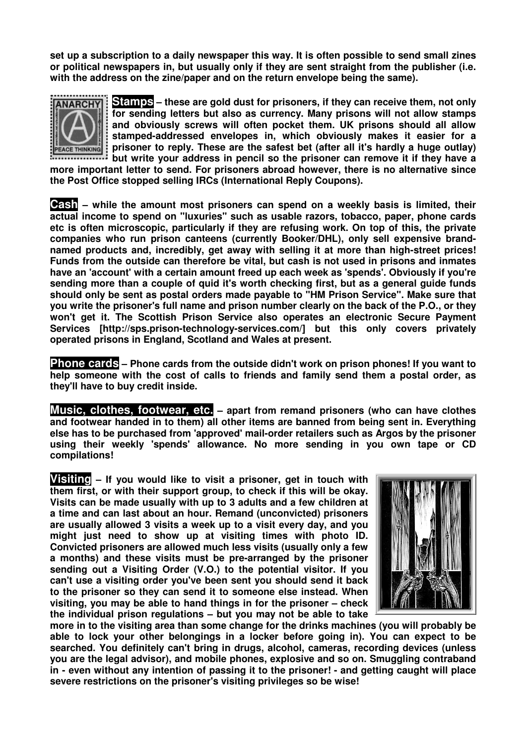set up a subscription to a daily newspaper this way. It is often possible to send small zines or political newspapers in, but usually only if they are sent straight from the publisher (i.e. with the address on the zine/paper and on the return envelope being the same).

**Stamps** – these are gold dust for prisoners, if they can receive them, not only for sending letters but also as currency. Many prisons will not allow stamps and obviously screws will often pocket them. UK prisons should all allow stamped-addressed envelopes in, which obviously makes it easier for a prisoner to reply. These are the safest bet (after all it's hardly a huge outlay) but write your address in pencil so the prisoner can remove it if they have a more important letter to send. For prisoners abroad however, there is no alternative since the Post Office stopped selling IRCs (International Reply Coupons).

**Cash** – while the amount most prisoners can spend on a weekly basis is limited, their actual income to spend on "luxuries" such as usable razors, tobacco, paper, phone cards etc is often microscopic, particularly if they are refusing work. On top of this, the private companies who run prison canteens (currently Booker/DHL), only sell expensive brand-named products and, incredibly, get away with selling it at more than high-street prices! Funds from the outside can therefore be vital, but cash is not used in prisons and inmates have an 'account' with a certain amount freed up each week as 'spends'. Obviously if you're sending more than a couple of quid it's worth checking first, but as a general guide funds should only be sent as postal orders made payable to "HM Prison Service". Make sure that you write the prisoner's full name and prison number clearly on the back of the P.O., or they won't get it. The Scottish Prison Service also operates an electronic Secure Payment Services [http://sps.prison-technology-services.com/] but this only covers privately operated prisons in England, Scotland and Wales at present.

**Phone cards** – Phone cards from the outside didn't work on prison phones! If you want to help someone with the cost of calls to friends and family send them a postal order, as they'll have to buy credit inside.

**Music, clothes, footwear, etc.** – apart from remand prisoners (who can have clothes and footwear handed in to them) all other items are banned from being sent in. Everything else has to be purchased from 'approved' mail-order retailers such as Argos by the prisoner using their weekly 'spends' allowance. No more sending in you own tape or CD compilations!

**Visiting** – If you would like to visit a prisoner, get in touch with them first, or with their support group, to check if this will be okay. Visits can be made usually with up to 3 adults and a few children at a time and can last about an hour. Remand (unconvicted) prisoners are usually allowed 3 visits a week up to a visit every day, and you might just need to show up at visiting times with photo ID. Convicted prisoners are allowed much less visits (usually only a few a months) and these visits must be pre-arranged by the prisoner sending out a Visiting Order (V.O.) to the potential visitor. If you can't use a visiting order you've been sent you should send it back to the prisoner so they can send it to someone else instead. When visiting, you may be able to hand things in for the prisoner – check the individual prison regulations – but you may not be able to take more in to the visiting area than some change for the drinks machines (you will probably be able to lock your other belongings in a locker before going in). You can expect to be searched. You definitely can't bring in drugs, alcohol, cameras, recording devices (unless you are the legal advisor), and mobile phones, explosive and so on. Smuggling contraband in - even without any intention of passing it to the prisoner! - and getting caught will place severe restrictions on the prisoner's visiting privileges so be wise!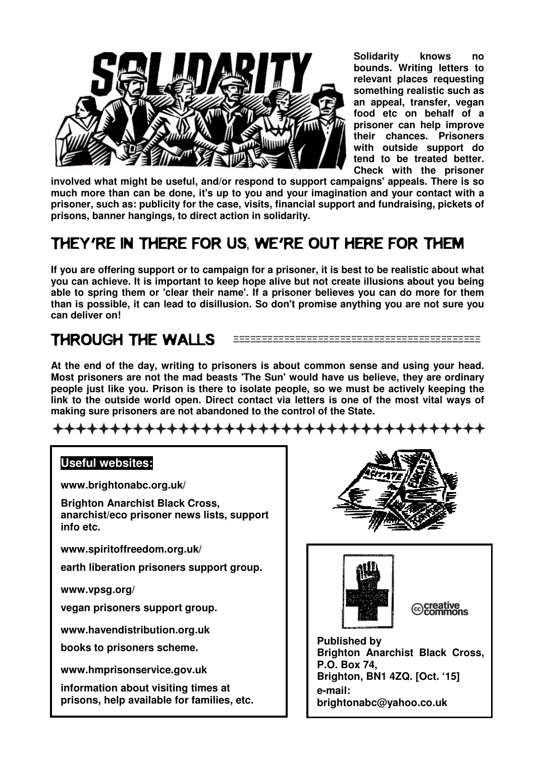Solidarity knows no bounds. Writing letters to relevant places requesting something realistic such as an appeal, transfer, vegan food etc on behalf of a prisoner can help improve their chances. Prisoners with outside support do tend to be treated better. Check with the prisoner involved what might be useful, and/or respond to support campaigns' appeals. There is so much more than can be done, it's up to you and your imagination and your contact with a prisoner, such as: publicity for the case, visits, financial support and fundraising, pickets of prisons, banner hangings, to direct action in solidarity.

## THEY'RE IN THERE FOR US, WE'RE OUT HERE FOR THEM

**If you are offering support or to campaign for a prisoner, it is best to be realistic about what you can achieve. It is important to keep hope alive but not create illusions about you being able to spring them or 'clear their name'. If a prisoner believes you can do more for them than is possible, it can lead to disillusion. So don't promise anything you are not sure you can deliver on!**

## THROUGH THE WALLS

**At the end of the day, writing to prisoners is about common sense and using your head. Most prisoners are not the mad beasts 'The Sun' would have us believe, they are ordinary people just like you. Prison is there to isolate people, so we must be actively keeping the link to the outside world open. Direct contact via letters is one of the most vital ways of making sure prisoners are not abandoned to the control of the State.**

**Useful websites:**

**www.brightonabc.org.uk/**

**Brighton Anarchist Black Cross, anarchist/eco prisoner news lists, support info etc.**

**www.spiritoffreedom.org.uk/**

**earth liberation prisoners support group.**

**www.vpsg.org/**

**vegan prisoners support group.**

**www.havendistribution.org.uk**

**books to prisoners scheme.**

**www.hmprisonservice.gov.uk**

**information about visiting times at prisons, help available for families, etc.**

creative commons

**Published by**
**Brighton Anarchist Black Cross,**
**P.O. Box 74,**
**Brighton, BN1 4ZQ. [Oct. '15]**
**e-mail:**
**brightonabc@yahoo.co.uk**